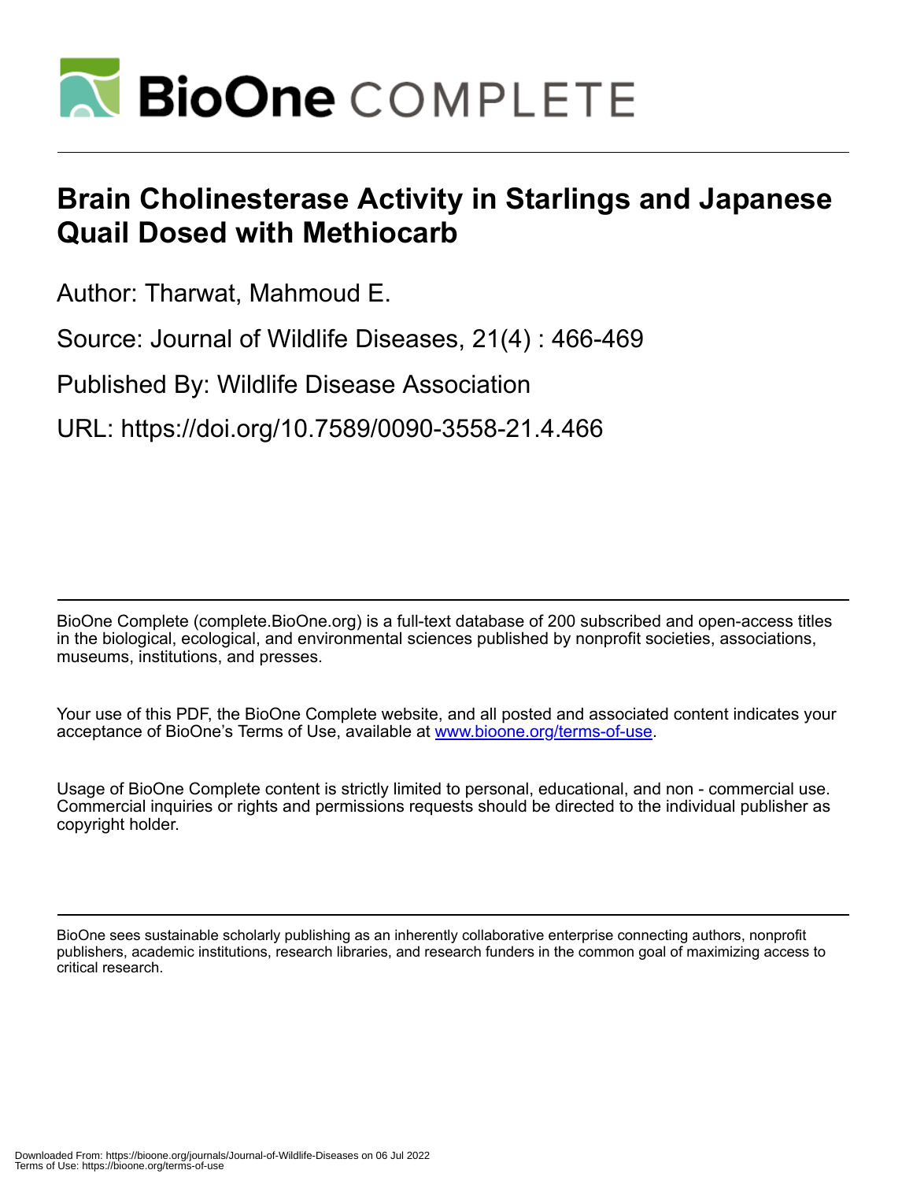# Brain Cholinesterase Activity in Starlings and Japanese Quail Dosed with Methiocarb

Author: Tharwat, Mahmoud E.

Source: Journal of Wildlife Diseases, 21(4) : 466-469

Published By: Wildlife Disease Association

URL: https://doi.org/10.7589/0090-3558-21.4.466

BioOne Complete (complete.BioOne.org) is a full-text database of 200 subscribed and open-access titles in the biological, ecological, and environmental sciences published by nonprofit societies, associations, museums, institutions, and presses.

Your use of this PDF, the BioOne Complete website, and all posted and associated content indicates your acceptance of BioOne's Terms of Use, available at www.bioone.org/terms-of-use.

Usage of BioOne Complete content is strictly limited to personal, educational, and non - commercial use. Commercial inquiries or rights and permissions requests should be directed to the individual publisher as copyright holder.

BioOne sees sustainable scholarly publishing as an inherently collaborative enterprise connecting authors, nonprofit publishers, academic institutions, research libraries, and research funders in the common goal of maximizing access to critical research.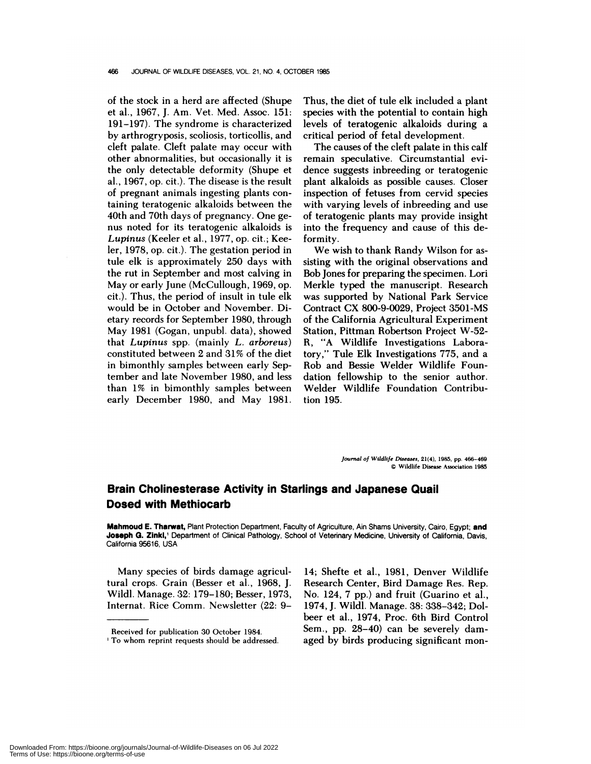of the stock in a herd are affected (Shupe et al., 1967, J. Am. Vet. Med. Assoc. 151: 191–197). The syndrome is characterized by arthrogryposis, scoliosis, torticollis, and cleft palate. Cleft palate may occur with other abnormalities, but occasionally it is the only detectable deformity (Shupe et al., 1967, op. cit.). The disease is the result of pregnant animals ingesting plants containing teratogenic alkaloids between the 40th and 70th days of pregnancy. One genus noted for its teratogenic alkaloids is *Lupinus* (Keeler et al., 1977, op. cit.; Keeler, 1978, op. cit.). The gestation period in tule elk is approximately 250 days with the rut in September and most calving in May or early June (McCullough, 1969, op. cit.). Thus, the period of insult in tule elk would be in October and November. Dietary records for September 1980, through May 1981 (Gogan, unpubl. data), showed that *Lupinus* spp. (mainly *L. arboreus*) constituted between 2 and 31% of the diet in bimonthly samples between early September and late November 1980, and less than 1% in bimonthly samples between early December 1980, and May 1981. Thus, the diet of tule elk included a plant species with the potential to contain high levels of teratogenic alkaloids during a critical period of fetal development.

The causes of the cleft palate in this calf remain speculative. Circumstantial evidence suggests inbreeding or teratogenic plant alkaloids as possible causes. Closer inspection of fetuses from cervid species with varying levels of inbreeding and use of teratogenic plants may provide insight into the frequency and cause of this deformity.

We wish to thank Randy Wilson for assisting with the original observations and Bob Jones for preparing the specimen. Lori Merkle typed the manuscript. Research was supported by National Park Service Contract CX 800-9-0029, Project 3501-MS of the California Agricultural Experiment Station, Pittman Robertson Project W-52-R, "A Wildlife Investigations Laboratory," Tule Elk Investigations 775, and a Rob and Bessie Welder Wildlife Foundation fellowship to the senior author. Welder Wildlife Foundation Contribution 195.

*Journal of Wildlife Diseases*, 21(4), 1985, pp. 466–469
© Wildlife Disease Association 1985

## Brain Cholinesterase Activity in Starlings and Japanese Quail Dosed with Methiocarb

**Mahmoud E. Tharwat,** Plant Protection Department, Faculty of Agriculture, Ain Shams University, Cairo, Egypt; **and Joseph G. Zinkl,**[1] Department of Clinical Pathology, School of Veterinary Medicine, University of California, Davis, California 95616, USA

Many species of birds damage agricultural crops. Grain (Besser et al., 1968, J. Wildl. Manage. 32: 179–180; Besser, 1973, Internat. Rice Comm. Newsletter (22: 9–14; Shefte et al., 1981, Denver Wildlife Research Center, Bird Damage Res. Rep. No. 124, 7 pp.) and fruit (Guarino et al., 1974, J. Wildl. Manage. 38: 338–342; Dolbeer et al., 1974, Proc. 6th Bird Control Sem., pp. 28–40) can be severely damaged by birds producing significant mon-

Received for publication 30 October 1984.

[1] To whom reprint requests should be addressed.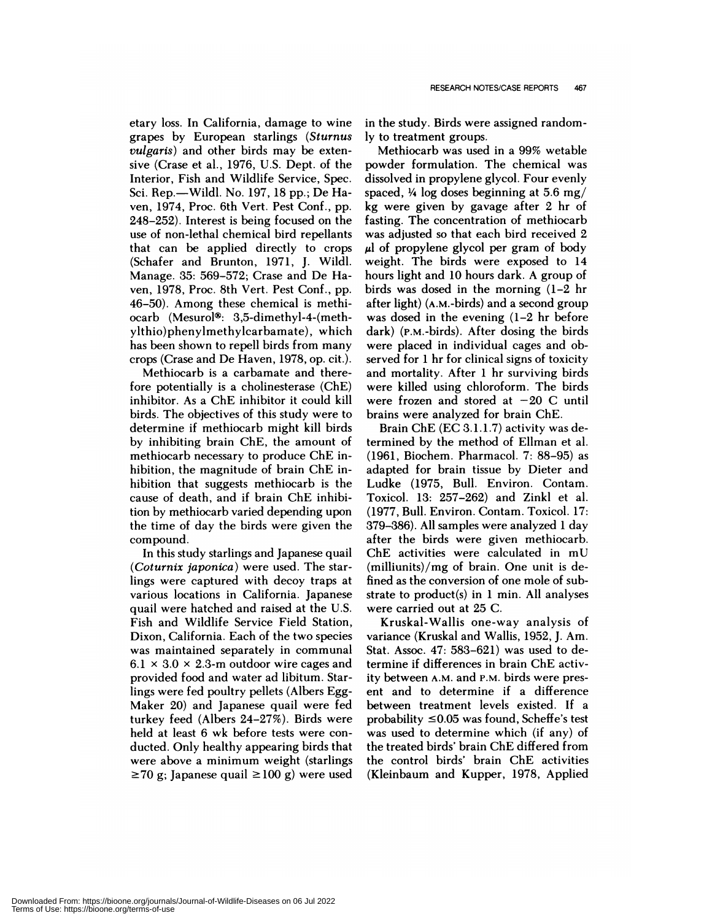etary loss. In California, damage to wine grapes by European starlings (*Sturnus vulgaris*) and other birds may be extensive (Crase et al., 1976, U.S. Dept. of the Interior, Fish and Wildlife Service, Spec. Sci. Rep.—Wildl. No. 197, 18 pp.; De Haven, 1974, Proc. 6th Vert. Pest Conf., pp. 248–252). Interest is being focused on the use of non-lethal chemical bird repellants that can be applied directly to crops (Schafer and Brunton, 1971, J. Wildl. Manage. 35: 569–572; Crase and De Haven, 1978, Proc. 8th Vert. Pest Conf., pp. 46–50). Among these chemical is methiocarb (Mesurol®: 3,5-dimethyl-4-(methylthio)phenylmethylcarbamate), which has been shown to repell birds from many crops (Crase and De Haven, 1978, op. cit.).

Methiocarb is a carbamate and therefore potentially is a cholinesterase (ChE) inhibitor. As a ChE inhibitor it could kill birds. The objectives of this study were to determine if methiocarb might kill birds by inhibiting brain ChE, the amount of methiocarb necessary to produce ChE inhibition, the magnitude of brain ChE inhibition that suggests methiocarb is the cause of death, and if brain ChE inhibition by methiocarb varied depending upon the time of day the birds were given the compound.

In this study starlings and Japanese quail (*Coturnix japonica*) were used. The starlings were captured with decoy traps at various locations in California. Japanese quail were hatched and raised at the U.S. Fish and Wildlife Service Field Station, Dixon, California. Each of the two species was maintained separately in communal $6.1 \times 3.0 \times 2.3$-m outdoor wire cages and provided food and water ad libitum. Starlings were fed poultry pellets (Albers Egg-Maker 20) and Japanese quail were fed turkey feed (Albers 24–27%). Birds were held at least 6 wk before tests were conducted. Only healthy appearing birds that were above a minimum weight (starlings $\geq$70 g; Japanese quail $\geq$100 g) were used in the study. Birds were assigned randomly to treatment groups.

Methiocarb was used in a 99% wetable powder formulation. The chemical was dissolved in propylene glycol. Four evenly spaced, ¼ log doses beginning at 5.6 mg/kg were given by gavage after 2 hr of fasting. The concentration of methiocarb was adjusted so that each bird received 2 $\mu$l of propylene glycol per gram of body weight. The birds were exposed to 14 hours light and 10 hours dark. A group of birds was dosed in the morning (1–2 hr after light) (A.M.-birds) and a second group was dosed in the evening (1–2 hr before dark) (P.M.-birds). After dosing the birds were placed in individual cages and observed for 1 hr for clinical signs of toxicity and mortality. After 1 hr surviving birds were killed using chloroform. The birds were frozen and stored at −20 C until brains were analyzed for brain ChE.

Brain ChE (EC 3.1.1.7) activity was determined by the method of Ellman et al. (1961, Biochem. Pharmacol. 7: 88–95) as adapted for brain tissue by Dieter and Ludke (1975, Bull. Environ. Contam. Toxicol. 13: 257–262) and Zinkl et al. (1977, Bull. Environ. Contam. Toxicol. 17: 379–386). All samples were analyzed 1 day after the birds were given methiocarb. ChE activities were calculated in mU (milliunits)/mg of brain. One unit is defined as the conversion of one mole of substrate to product(s) in 1 min. All analyses were carried out at 25 C.

Kruskal-Wallis one-way analysis of variance (Kruskal and Wallis, 1952, J. Am. Stat. Assoc. 47: 583–621) was used to determine if differences in brain ChE activity between A.M. and P.M. birds were present and to determine if a difference between treatment levels existed. If a probability $\leq$0.05 was found, Scheffe's test was used to determine which (if any) of the treated birds' brain ChE differed from the control birds' brain ChE activities (Kleinbaum and Kupper, 1978, Applied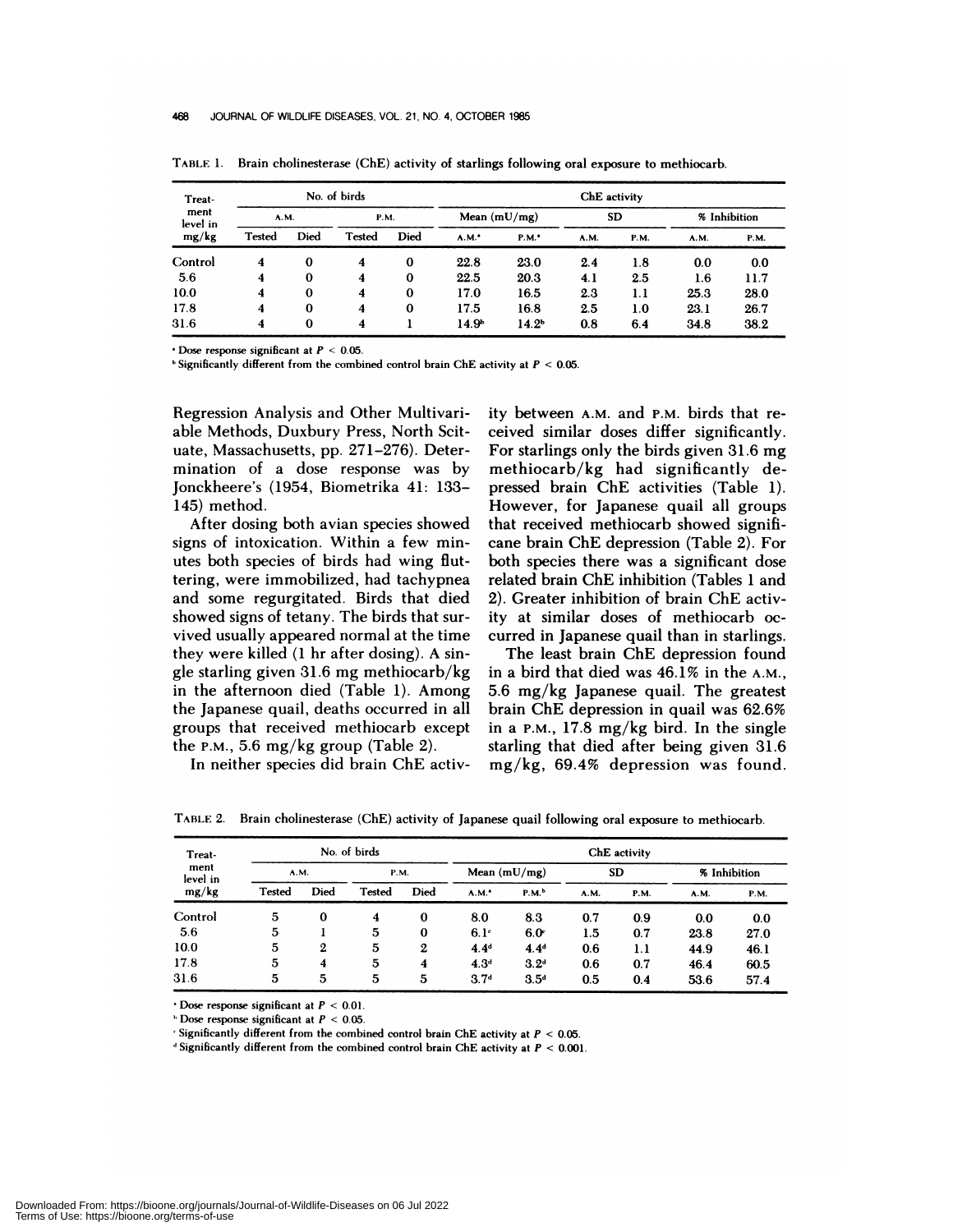TABLE 1. Brain cholinesterase (ChE) activity of starlings following oral exposure to methiocarb.

| Treatment level in mg/kg | No. of birds | | | | ChE activity | | | | | |
|---|---|---|---|---|---|---|---|---|---|---|
| | A.M. | | P.M. | | Mean (mU/mg) | | SD | | % Inhibition | |
| | Tested | Died | Tested | Died | A.M.[a] | P.M.[a] | A.M. | P.M. | A.M. | P.M. |
| Control | 4 | 0 | 4 | 0 | 22.8 | 23.0 | 2.4 | 1.8 | 0.0 | 0.0 |
| 5.6 | 4 | 0 | 4 | 0 | 22.5 | 20.3 | 4.1 | 2.5 | 1.6 | 11.7 |
| 10.0 | 4 | 0 | 4 | 0 | 17.0 | 16.5 | 2.3 | 1.1 | 25.3 | 28.0 |
| 17.8 | 4 | 0 | 4 | 0 | 17.5 | 16.8 | 2.5 | 1.0 | 23.1 | 26.7 |
| 31.6 | 4 | 0 | 4 | 1 | 14.9[b] | 14.2[b] | 0.8 | 6.4 | 34.8 | 38.2 |

[a] Dose response significant at $P < 0.05$.
[b] Significantly different from the combined control brain ChE activity at $P < 0.05$.

Regression Analysis and Other Multivariable Methods, Duxbury Press, North Scituate, Massachusetts, pp. 271–276). Determination of a dose response was by Jonckheere's (1954, Biometrika 41: 133–145) method.

After dosing both avian species showed signs of intoxication. Within a few minutes both species of birds had wing fluttering, were immobilized, had tachypnea and some regurgitated. Birds that died showed signs of tetany. The birds that survived usually appeared normal at the time they were killed (1 hr after dosing). A single starling given 31.6 mg methiocarb/kg in the afternoon died (Table 1). Among the Japanese quail, deaths occurred in all groups that received methiocarb except the P.M., 5.6 mg/kg group (Table 2).

In neither species did brain ChE activity between A.M. and P.M. birds that received similar doses differ significantly. For starlings only the birds given 31.6 mg methiocarb/kg had significantly depressed brain ChE activities (Table 1). However, for Japanese quail all groups that received methiocarb showed signifi­cane brain ChE depression (Table 2). For both species there was a significant dose related brain ChE inhibition (Tables 1 and 2). Greater inhibition of brain ChE activity at similar doses of methiocarb occurred in Japanese quail than in starlings.

The least brain ChE depression found in a bird that died was 46.1% in the A.M., 5.6 mg/kg Japanese quail. The greatest brain ChE depression in quail was 62.6% in a P.M., 17.8 mg/kg bird. In the single starling that died after being given 31.6 mg/kg, 69.4% depression was found.

TABLE 2. Brain cholinesterase (ChE) activity of Japanese quail following oral exposure to methiocarb.

| Treatment level in mg/kg | No. of birds | | | | ChE activity | | | | | |
|---|---|---|---|---|---|---|---|---|---|---|
| | A.M. | | P.M. | | Mean (mU/mg) | | SD | | % Inhibition | |
| | Tested | Died | Tested | Died | A.M.[a] | P.M.[b] | A.M. | P.M. | A.M. | P.M. |
| Control | 5 | 0 | 4 | 0 | 8.0 | 8.3 | 0.7 | 0.9 | 0.0 | 0.0 |
| 5.6 | 5 | 1 | 5 | 0 | 6.1[c] | 6.0[c] | 1.5 | 0.7 | 23.8 | 27.0 |
| 10.0 | 5 | 2 | 5 | 2 | 4.4[d] | 4.4[d] | 0.6 | 1.1 | 44.9 | 46.1 |
| 17.8 | 5 | 4 | 5 | 4 | 4.3[d] | 3.2[d] | 0.6 | 0.7 | 46.4 | 60.5 |
| 31.6 | 5 | 5 | 5 | 5 | 3.7[d] | 3.5[d] | 0.5 | 0.4 | 53.6 | 57.4 |

[a] Dose response significant at $P < 0.01$.
[b] Dose response significant at $P < 0.05$.
[c] Significantly different from the combined control brain ChE activity at $P < 0.05$.
[d] Significantly different from the combined control brain ChE activity at $P < 0.001$.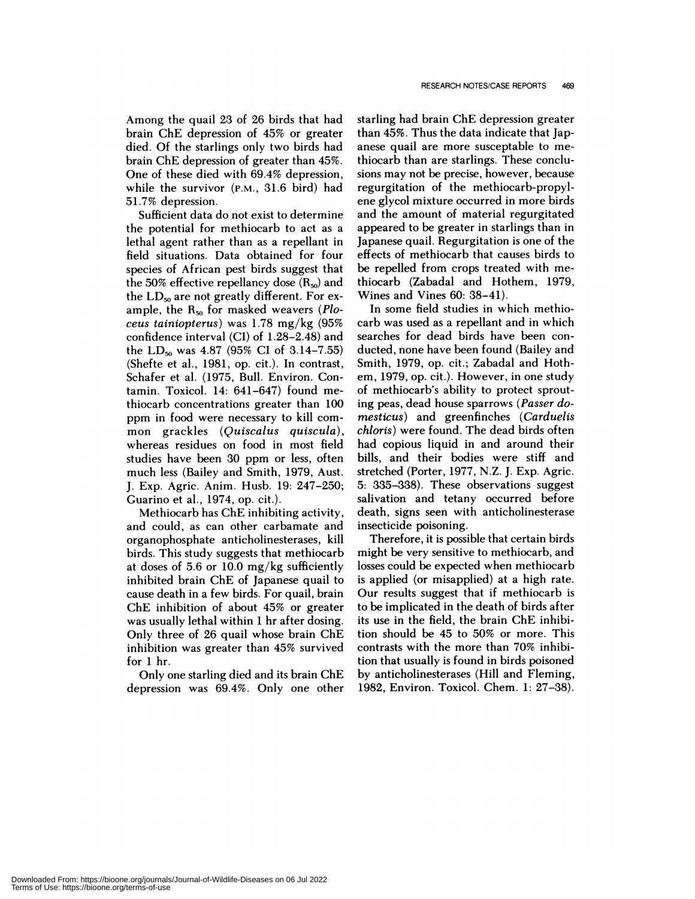Among the quail 23 of 26 birds that had brain ChE depression of 45% or greater died. Of the starlings only two birds had brain ChE depression of greater than 45%. One of these died with 69.4% depression, while the survivor (P.M., 31.6 bird) had 51.7% depression.

Sufficient data do not exist to determine the potential for methiocarb to act as a lethal agent rather than as a repellant in field situations. Data obtained for four species of African pest birds suggest that the 50% effective repellancy dose ($R_{50}$) and the $LD_{50}$ are not greatly different. For example, the $R_{50}$ for masked weavers (*Ploceus tainiopterus*) was 1.78 mg/kg (95% confidence interval (CI) of 1.28–2.48) and the $LD_{50}$ was 4.87 (95% CI of 3.14–7.55) (Shefte et al., 1981, op. cit.). In contrast, Schafer et al. (1975, Bull. Environ. Contamin. Toxicol. 14: 641–647) found methiocarb concentrations greater than 100 ppm in food were necessary to kill common grackles (*Quiscalus quiscula*), whereas residues on food in most field studies have been 30 ppm or less, often much less (Bailey and Smith, 1979, Aust. J. Exp. Agric. Anim. Husb. 19: 247–250; Guarino et al., 1974, op. cit.).

Methiocarb has ChE inhibiting activity, and could, as can other carbamate and organophosphate anticholinesterases, kill birds. This study suggests that methiocarb at doses of 5.6 or 10.0 mg/kg sufficiently inhibited brain ChE of Japanese quail to cause death in a few birds. For quail, brain ChE inhibition of about 45% or greater was usually lethal within 1 hr after dosing. Only three of 26 quail whose brain ChE inhibition was greater than 45% survived for 1 hr.

Only one starling died and its brain ChE depression was 69.4%. Only one other starling had brain ChE depression greater than 45%. Thus the data indicate that Japanese quail are more susceptable to methiocarb than are starlings. These conclusions may not be precise, however, because regurgitation of the methiocarb-propylene glycol mixture occurred in more birds and the amount of material regurgitated appeared to be greater in starlings than in Japanese quail. Regurgitation is one of the effects of methiocarb that causes birds to be repelled from crops treated with methiocarb (Zabadal and Hothem, 1979, Wines and Vines 60: 38–41).

In some field studies in which methiocarb was used as a repellant and in which searches for dead birds have been conducted, none have been found (Bailey and Smith, 1979, op. cit.; Zabadal and Hothem, 1979, op. cit.). However, in one study of methiocarb's ability to protect sprouting peas, dead house sparrows (*Passer domesticus*) and greenfinches (*Carduelis chloris*) were found. The dead birds often had copious liquid in and around their bills, and their bodies were stiff and stretched (Porter, 1977, N.Z. J. Exp. Agric. 5: 335–338). These observations suggest salivation and tetany occurred before death, signs seen with anticholinesterase insecticide poisoning.

Therefore, it is possible that certain birds might be very sensitive to methiocarb, and losses could be expected when methiocarb is applied (or misapplied) at a high rate. Our results suggest that if methiocarb is to be implicated in the death of birds after its use in the field, the brain ChE inhibition should be 45 to 50% or more. This contrasts with the more than 70% inhibition that usually is found in birds poisoned by anticholinesterases (Hill and Fleming, 1982, Environ. Toxicol. Chem. 1: 27–38).